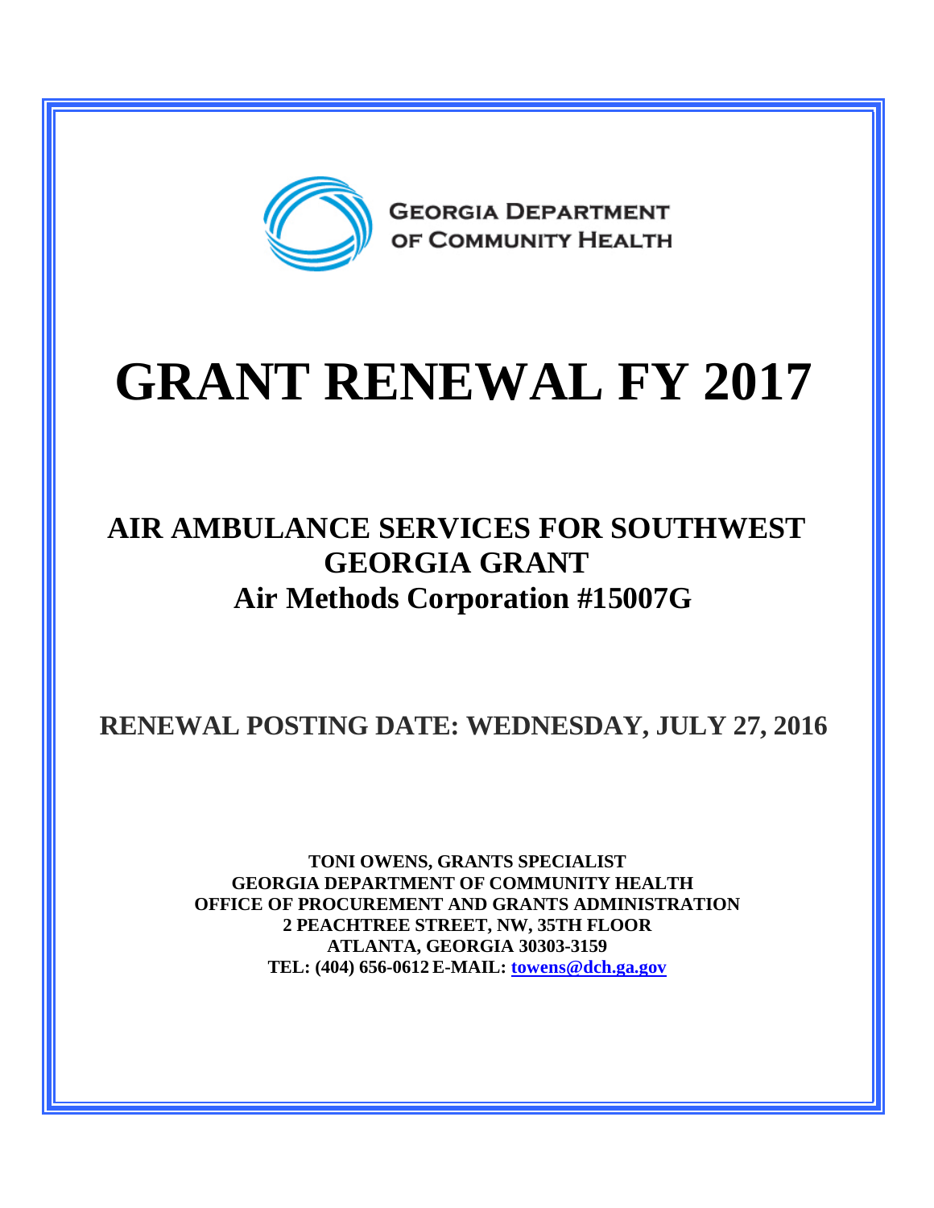GEORGIA DEPARTMENT OF COMMUNITY HEALTH

# GRANT RENEWAL FY 2017

## AIR AMBULANCE SERVICES FOR SOUTHWEST GEORGIA GRANT
## Air Methods Corporation #15007G

### RENEWAL POSTING DATE: WEDNESDAY, JULY 27, 2016

**TONI OWENS, GRANTS SPECIALIST**
**GEORGIA DEPARTMENT OF COMMUNITY HEALTH**
**OFFICE OF PROCUREMENT AND GRANTS ADMINISTRATION**
**2 PEACHTREE STREET, NW, 35TH FLOOR**
**ATLANTA, GEORGIA 30303-3159**
**TEL: (404) 656-0612 E-MAIL: towens@dch.ga.gov**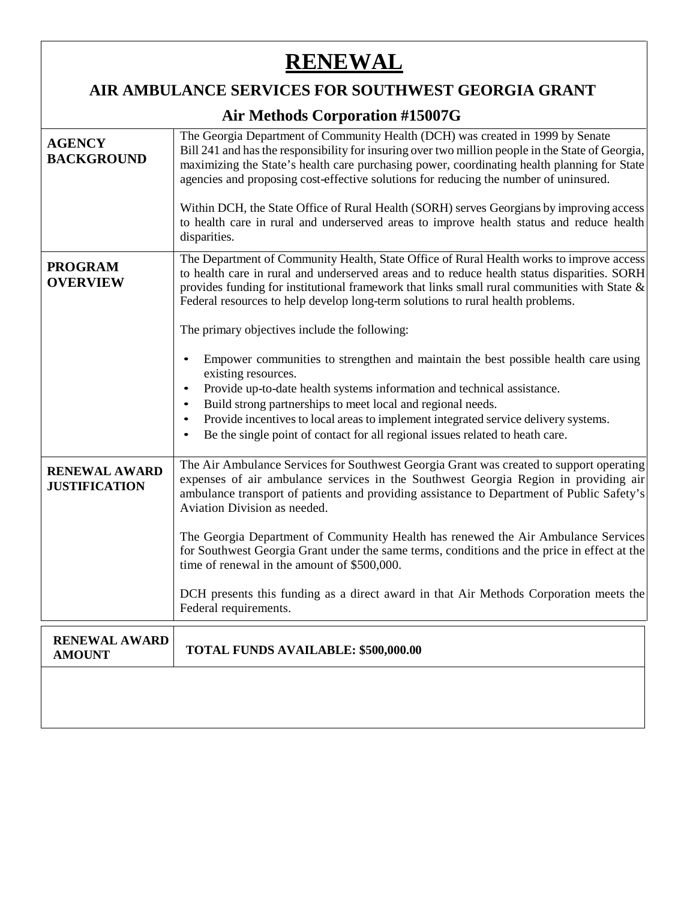# RENEWAL

## AIR AMBULANCE SERVICES FOR SOUTHWEST GEORGIA GRANT

### Air Methods Corporation #15007G

| | |
|---|---|
| **AGENCY BACKGROUND** | The Georgia Department of Community Health (DCH) was created in 1999 by Senate Bill 241 and has the responsibility for insuring over two million people in the State of Georgia, maximizing the State's health care purchasing power, coordinating health planning for State agencies and proposing cost-effective solutions for reducing the number of uninsured.<br><br>Within DCH, the State Office of Rural Health (SORH) serves Georgians by improving access to health care in rural and underserved areas to improve health status and reduce health disparities. |
| **PROGRAM OVERVIEW** | The Department of Community Health, State Office of Rural Health works to improve access to health care in rural and underserved areas and to reduce health status disparities. SORH provides funding for institutional framework that links small rural communities with State & Federal resources to help develop long-term solutions to rural health problems.<br><br>The primary objectives include the following:<br><br>• Empower communities to strengthen and maintain the best possible health care using existing resources.<br>• Provide up-to-date health systems information and technical assistance.<br>• Build strong partnerships to meet local and regional needs.<br>• Provide incentives to local areas to implement integrated service delivery systems.<br>• Be the single point of contact for all regional issues related to heath care. |
| **RENEWAL AWARD JUSTIFICATION** | The Air Ambulance Services for Southwest Georgia Grant was created to support operating expenses of air ambulance services in the Southwest Georgia Region in providing air ambulance transport of patients and providing assistance to Department of Public Safety's Aviation Division as needed.<br><br>The Georgia Department of Community Health has renewed the Air Ambulance Services for Southwest Georgia Grant under the same terms, conditions and the price in effect at the time of renewal in the amount of $500,000.<br><br>DCH presents this funding as a direct award in that Air Methods Corporation meets the Federal requirements. |
| **RENEWAL AWARD AMOUNT** | **TOTAL FUNDS AVAILABLE: $500,000.00** |